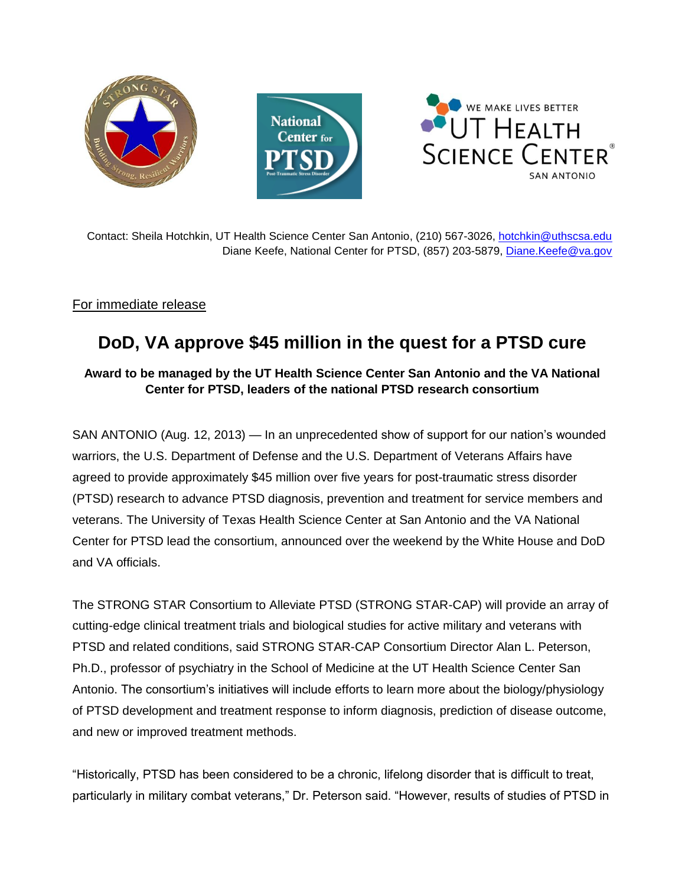Contact: Sheila Hotchkin, UT Health Science Center San Antonio, (210) 567-3026, hotchkin@uthscsa.edu
Diane Keefe, National Center for PTSD, (857) 203-5879, Diane.Keefe@va.gov

For immediate release

# DoD, VA approve $45 million in the quest for a PTSD cure

### Award to be managed by the UT Health Science Center San Antonio and the VA National Center for PTSD, leaders of the national PTSD research consortium

SAN ANTONIO (Aug. 12, 2013) — In an unprecedented show of support for our nation's wounded warriors, the U.S. Department of Defense and the U.S. Department of Veterans Affairs have agreed to provide approximately $45 million over five years for post-traumatic stress disorder (PTSD) research to advance PTSD diagnosis, prevention and treatment for service members and veterans. The University of Texas Health Science Center at San Antonio and the VA National Center for PTSD lead the consortium, announced over the weekend by the White House and DoD and VA officials.

The STRONG STAR Consortium to Alleviate PTSD (STRONG STAR-CAP) will provide an array of cutting-edge clinical treatment trials and biological studies for active military and veterans with PTSD and related conditions, said STRONG STAR-CAP Consortium Director Alan L. Peterson, Ph.D., professor of psychiatry in the School of Medicine at the UT Health Science Center San Antonio. The consortium's initiatives will include efforts to learn more about the biology/physiology of PTSD development and treatment response to inform diagnosis, prediction of disease outcome, and new or improved treatment methods.

"Historically, PTSD has been considered to be a chronic, lifelong disorder that is difficult to treat, particularly in military combat veterans," Dr. Peterson said. "However, results of studies of PTSD in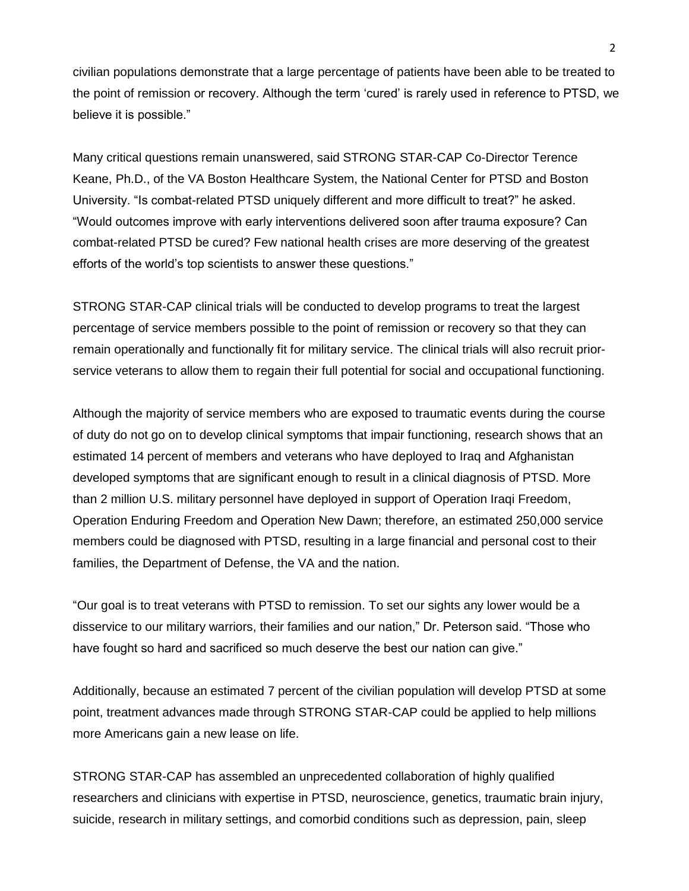civilian populations demonstrate that a large percentage of patients have been able to be treated to the point of remission or recovery. Although the term 'cured' is rarely used in reference to PTSD, we believe it is possible."

Many critical questions remain unanswered, said STRONG STAR-CAP Co-Director Terence Keane, Ph.D., of the VA Boston Healthcare System, the National Center for PTSD and Boston University. "Is combat-related PTSD uniquely different and more difficult to treat?" he asked. "Would outcomes improve with early interventions delivered soon after trauma exposure? Can combat-related PTSD be cured? Few national health crises are more deserving of the greatest efforts of the world's top scientists to answer these questions."

STRONG STAR-CAP clinical trials will be conducted to develop programs to treat the largest percentage of service members possible to the point of remission or recovery so that they can remain operationally and functionally fit for military service. The clinical trials will also recruit prior-service veterans to allow them to regain their full potential for social and occupational functioning.

Although the majority of service members who are exposed to traumatic events during the course of duty do not go on to develop clinical symptoms that impair functioning, research shows that an estimated 14 percent of members and veterans who have deployed to Iraq and Afghanistan developed symptoms that are significant enough to result in a clinical diagnosis of PTSD. More than 2 million U.S. military personnel have deployed in support of Operation Iraqi Freedom, Operation Enduring Freedom and Operation New Dawn; therefore, an estimated 250,000 service members could be diagnosed with PTSD, resulting in a large financial and personal cost to their families, the Department of Defense, the VA and the nation.

"Our goal is to treat veterans with PTSD to remission. To set our sights any lower would be a disservice to our military warriors, their families and our nation," Dr. Peterson said. "Those who have fought so hard and sacrificed so much deserve the best our nation can give."

Additionally, because an estimated 7 percent of the civilian population will develop PTSD at some point, treatment advances made through STRONG STAR-CAP could be applied to help millions more Americans gain a new lease on life.

STRONG STAR-CAP has assembled an unprecedented collaboration of highly qualified researchers and clinicians with expertise in PTSD, neuroscience, genetics, traumatic brain injury, suicide, research in military settings, and comorbid conditions such as depression, pain, sleep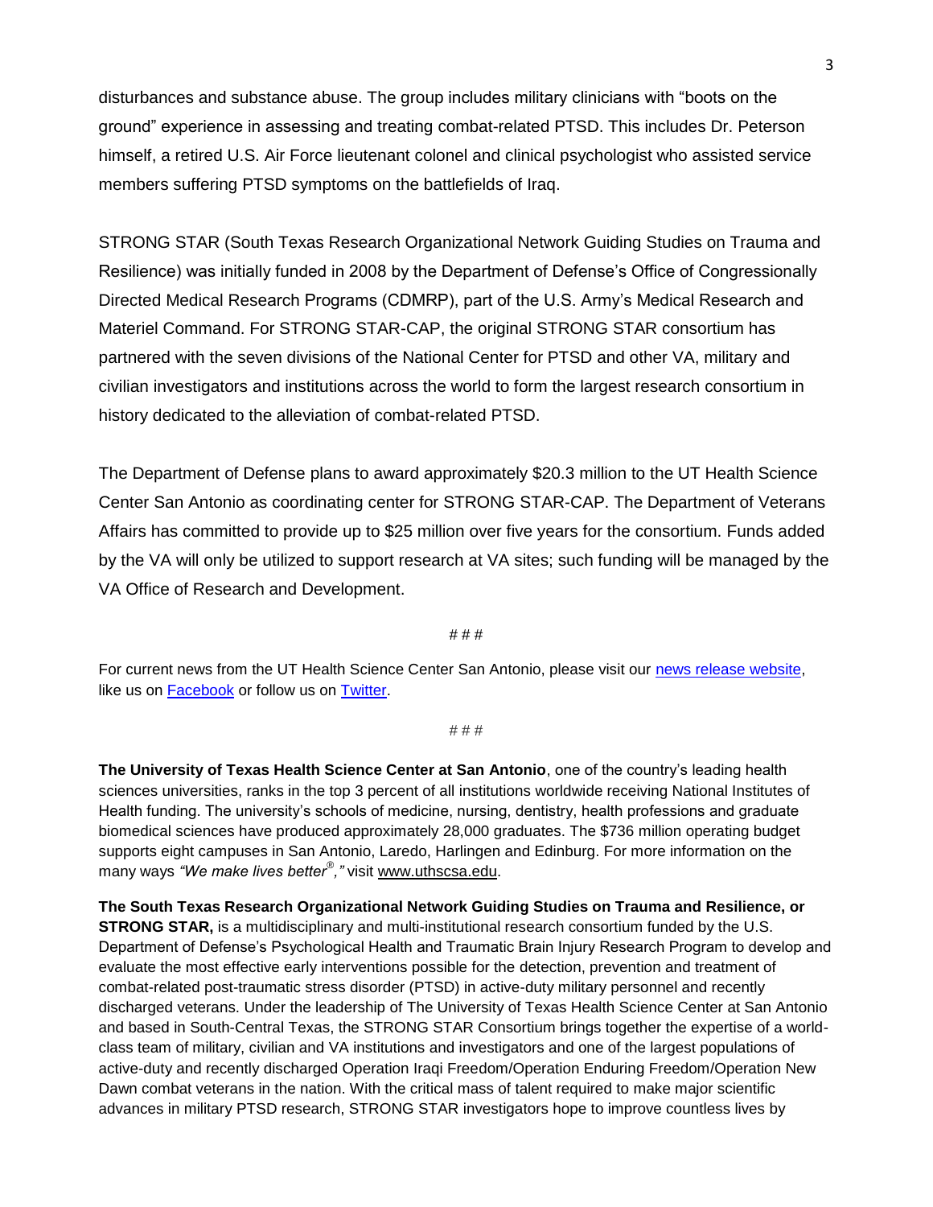disturbances and substance abuse. The group includes military clinicians with "boots on the ground" experience in assessing and treating combat-related PTSD. This includes Dr. Peterson himself, a retired U.S. Air Force lieutenant colonel and clinical psychologist who assisted service members suffering PTSD symptoms on the battlefields of Iraq.

STRONG STAR (South Texas Research Organizational Network Guiding Studies on Trauma and Resilience) was initially funded in 2008 by the Department of Defense's Office of Congressionally Directed Medical Research Programs (CDMRP), part of the U.S. Army's Medical Research and Materiel Command. For STRONG STAR-CAP, the original STRONG STAR consortium has partnered with the seven divisions of the National Center for PTSD and other VA, military and civilian investigators and institutions across the world to form the largest research consortium in history dedicated to the alleviation of combat-related PTSD.

The Department of Defense plans to award approximately $20.3 million to the UT Health Science Center San Antonio as coordinating center for STRONG STAR-CAP. The Department of Veterans Affairs has committed to provide up to $25 million over five years for the consortium. Funds added by the VA will only be utilized to support research at VA sites; such funding will be managed by the VA Office of Research and Development.

# # #

For current news from the UT Health Science Center San Antonio, please visit our news release website, like us on Facebook or follow us on Twitter.

# # #

**The University of Texas Health Science Center at San Antonio**, one of the country's leading health sciences universities, ranks in the top 3 percent of all institutions worldwide receiving National Institutes of Health funding. The university's schools of medicine, nursing, dentistry, health professions and graduate biomedical sciences have produced approximately 28,000 graduates. The $736 million operating budget supports eight campuses in San Antonio, Laredo, Harlingen and Edinburg. For more information on the many ways *"We make lives better®,"* visit www.uthscsa.edu.

**The South Texas Research Organizational Network Guiding Studies on Trauma and Resilience, or STRONG STAR,** is a multidisciplinary and multi-institutional research consortium funded by the U.S. Department of Defense's Psychological Health and Traumatic Brain Injury Research Program to develop and evaluate the most effective early interventions possible for the detection, prevention and treatment of combat-related post-traumatic stress disorder (PTSD) in active-duty military personnel and recently discharged veterans. Under the leadership of The University of Texas Health Science Center at San Antonio and based in South-Central Texas, the STRONG STAR Consortium brings together the expertise of a world-class team of military, civilian and VA institutions and investigators and one of the largest populations of active-duty and recently discharged Operation Iraqi Freedom/Operation Enduring Freedom/Operation New Dawn combat veterans in the nation. With the critical mass of talent required to make major scientific advances in military PTSD research, STRONG STAR investigators hope to improve countless lives by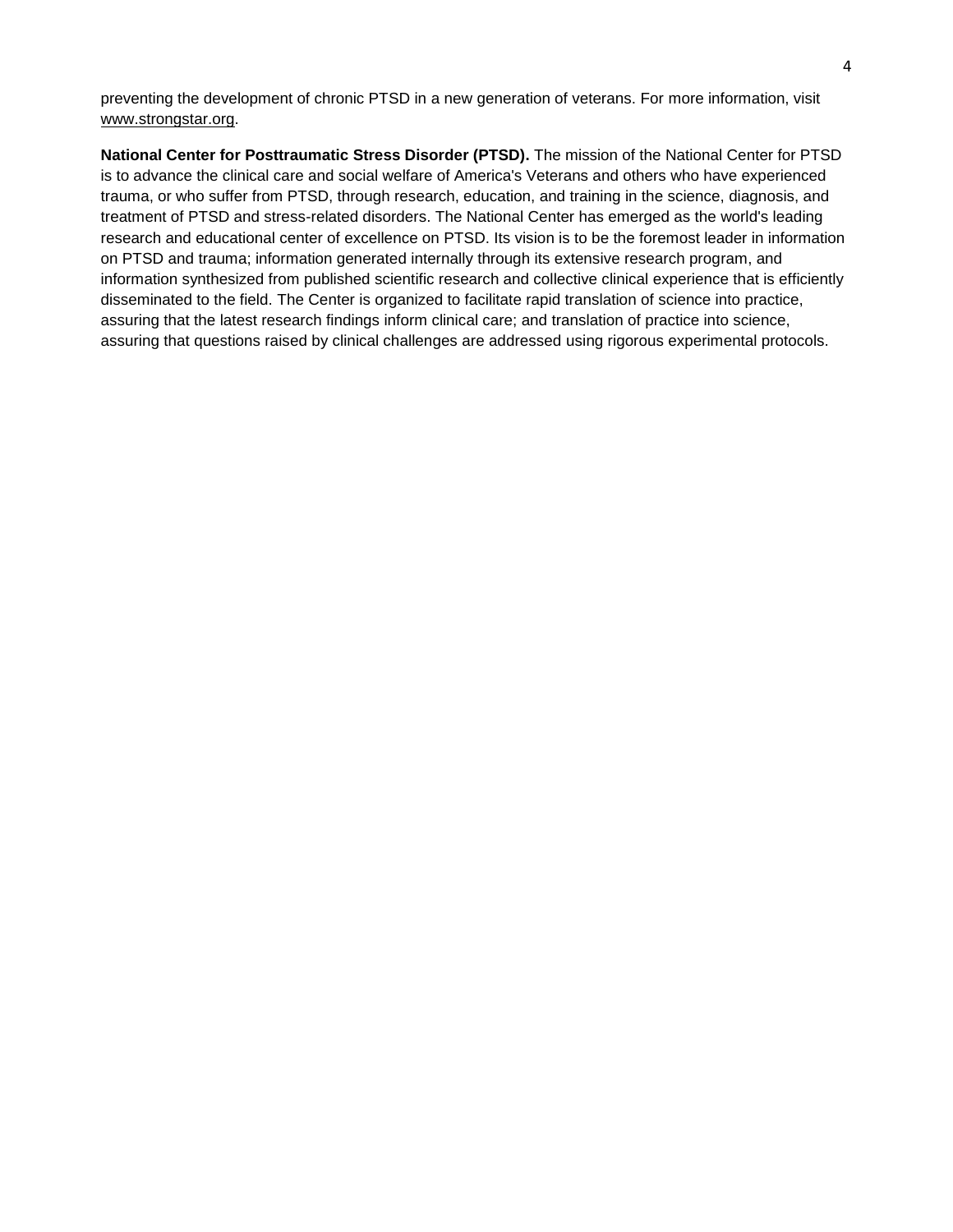preventing the development of chronic PTSD in a new generation of veterans. For more information, visit www.strongstar.org.

**National Center for Posttraumatic Stress Disorder (PTSD).** The mission of the National Center for PTSD is to advance the clinical care and social welfare of America's Veterans and others who have experienced trauma, or who suffer from PTSD, through research, education, and training in the science, diagnosis, and treatment of PTSD and stress-related disorders. The National Center has emerged as the world's leading research and educational center of excellence on PTSD. Its vision is to be the foremost leader in information on PTSD and trauma; information generated internally through its extensive research program, and information synthesized from published scientific research and collective clinical experience that is efficiently disseminated to the field. The Center is organized to facilitate rapid translation of science into practice, assuring that the latest research findings inform clinical care; and translation of practice into science, assuring that questions raised by clinical challenges are addressed using rigorous experimental protocols.